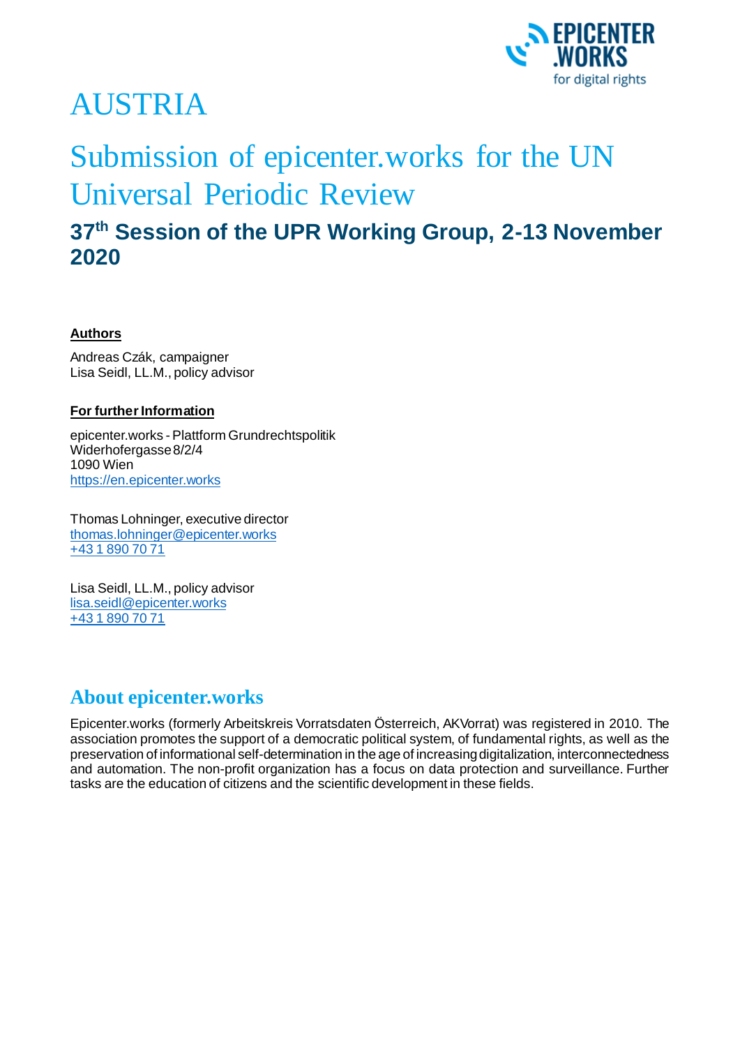# AUSTRIA

# Submission of epicenter.works for the UN Universal Periodic Review

## 37th Session of the UPR Working Group, 2-13 November 2020

**Authors**

Andreas Czák, campaigner
Lisa Seidl, LL.M., policy advisor

**For further Information**

epicenter.works - Plattform Grundrechtspolitik
Widerhofergasse 8/2/4
1090 Wien
https://en.epicenter.works

Thomas Lohninger, executive director
thomas.lohninger@epicenter.works
+43 1 890 70 71

Lisa Seidl, LL.M., policy advisor
lisa.seidl@epicenter.works
+43 1 890 70 71

## About epicenter.works

Epicenter.works (formerly Arbeitskreis Vorratsdaten Österreich, AKVorrat) was registered in 2010. The association promotes the support of a democratic political system, of fundamental rights, as well as the preservation of informational self-determination in the age of increasing digitalization, interconnectedness and automation. The non-profit organization has a focus on data protection and surveillance. Further tasks are the education of citizens and the scientific development in these fields.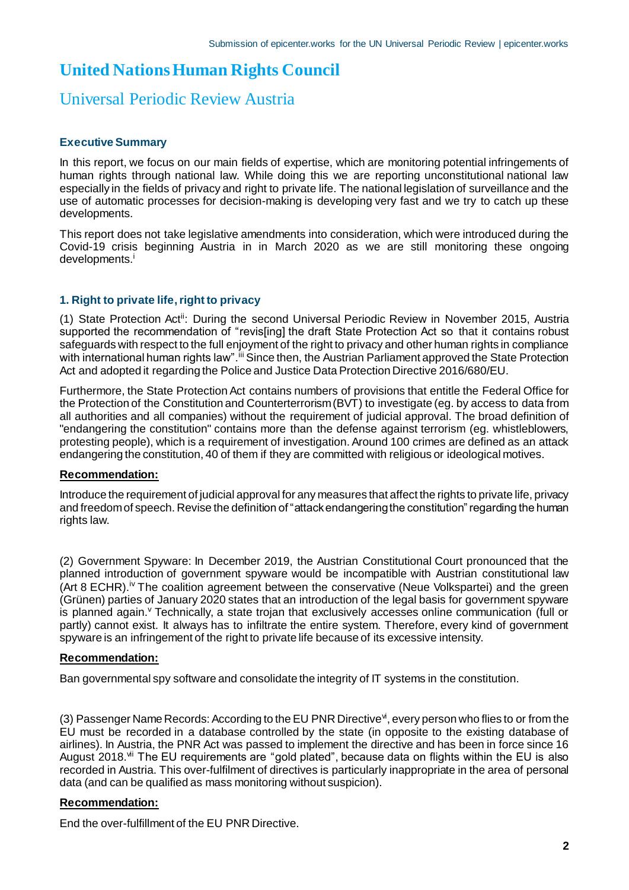# United Nations Human Rights Council

## Universal Periodic Review Austria

### Executive Summary

In this report, we focus on our main fields of expertise, which are monitoring potential infringements of human rights through national law. While doing this we are reporting unconstitutional national law especially in the fields of privacy and right to private life. The national legislation of surveillance and the use of automatic processes for decision-making is developing very fast and we try to catch up these developments.

This report does not take legislative amendments into consideration, which were introduced during the Covid-19 crisis beginning Austria in in March 2020 as we are still monitoring these ongoing developments.[i]

### 1. Right to private life, right to privacy

(1) State Protection Act[ii]: During the second Universal Periodic Review in November 2015, Austria supported the recommendation of "revis[ing] the draft State Protection Act so that it contains robust safeguards with respect to the full enjoyment of the right to privacy and other human rights in compliance with international human rights law".[iii] Since then, the Austrian Parliament approved the State Protection Act and adopted it regarding the Police and Justice Data Protection Directive 2016/680/EU.

Furthermore, the State Protection Act contains numbers of provisions that entitle the Federal Office for the Protection of the Constitution and Counterterrorism (BVT) to investigate (eg. by access to data from all authorities and all companies) without the requirement of judicial approval. The broad definition of "endangering the constitution" contains more than the defense against terrorism (eg. whistleblowers, protesting people), which is a requirement of investigation. Around 100 crimes are defined as an attack endangering the constitution, 40 of them if they are committed with religious or ideological motives.

**Recommendation:**

Introduce the requirement of judicial approval for any measures that affect the rights to private life, privacy and freedom of speech. Revise the definition of "attack endangering the constitution" regarding the human rights law.

(2) Government Spyware: In December 2019, the Austrian Constitutional Court pronounced that the planned introduction of government spyware would be incompatible with Austrian constitutional law (Art 8 ECHR).[iv] The coalition agreement between the conservative (Neue Volkspartei) and the green (Grünen) parties of January 2020 states that an introduction of the legal basis for government spyware is planned again.[v] Technically, a state trojan that exclusively accesses online communication (full or partly) cannot exist. It always has to infiltrate the entire system. Therefore, every kind of government spyware is an infringement of the right to private life because of its excessive intensity.

**Recommendation:**

Ban governmental spy software and consolidate the integrity of IT systems in the constitution.

(3) Passenger Name Records: According to the EU PNR Directive[vi], every person who flies to or from the EU must be recorded in a database controlled by the state (in opposite to the existing database of airlines). In Austria, the PNR Act was passed to implement the directive and has been in force since 16 August 2018.[vii] The EU requirements are "gold plated", because data on flights within the EU is also recorded in Austria. This over-fulfilment of directives is particularly inappropriate in the area of personal data (and can be qualified as mass monitoring without suspicion).

**Recommendation:**

End the over-fulfillment of the EU PNR Directive.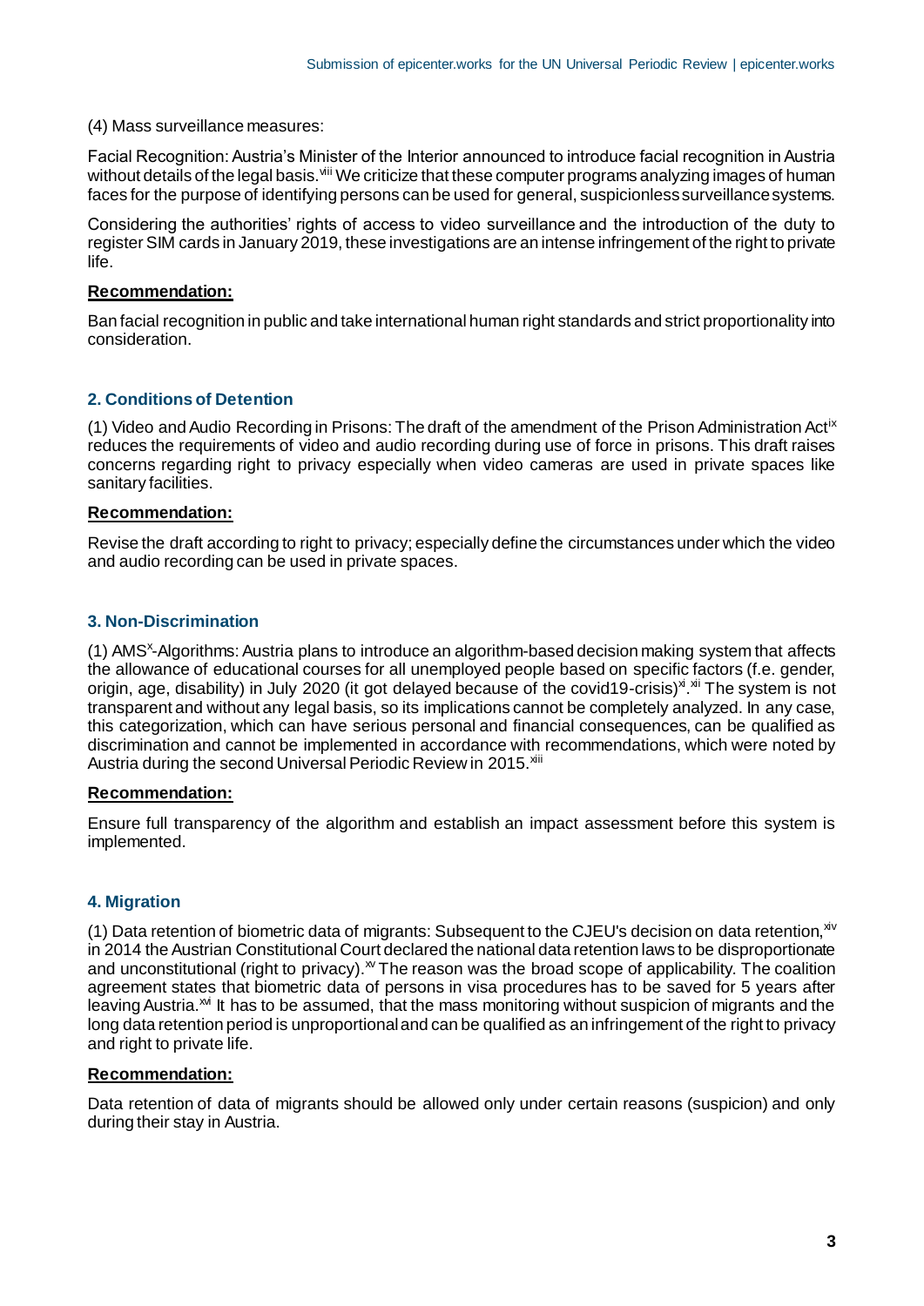(4) Mass surveillance measures:

Facial Recognition: Austria's Minister of the Interior announced to introduce facial recognition in Austria without details of the legal basis.[viii] We criticize that these computer programs analyzing images of human faces for the purpose of identifying persons can be used for general, suspicionless surveillance systems.

Considering the authorities' rights of access to video surveillance and the introduction of the duty to register SIM cards in January 2019, these investigations are an intense infringement of the right to private life.

**Recommendation:**

Ban facial recognition in public and take international human right standards and strict proportionality into consideration.

## 2. Conditions of Detention

(1) Video and Audio Recording in Prisons: The draft of the amendment of the Prison Administration Act[ix] reduces the requirements of video and audio recording during use of force in prisons. This draft raises concerns regarding right to privacy especially when video cameras are used in private spaces like sanitary facilities.

**Recommendation:**

Revise the draft according to right to privacy; especially define the circumstances under which the video and audio recording can be used in private spaces.

## 3. Non-Discrimination

(1) AMS[x]-Algorithms: Austria plans to introduce an algorithm-based decision making system that affects the allowance of educational courses for all unemployed people based on specific factors (f.e. gender, origin, age, disability) in July 2020 (it got delayed because of the covid19-crisis)[xi].[xii] The system is not transparent and without any legal basis, so its implications cannot be completely analyzed. In any case, this categorization, which can have serious personal and financial consequences, can be qualified as discrimination and cannot be implemented in accordance with recommendations, which were noted by Austria during the second Universal Periodic Review in 2015.[xiii]

**Recommendation:**

Ensure full transparency of the algorithm and establish an impact assessment before this system is implemented.

## 4. Migration

(1) Data retention of biometric data of migrants: Subsequent to the CJEU's decision on data retention,[xiv] in 2014 the Austrian Constitutional Court declared the national data retention laws to be disproportionate and unconstitutional (right to privacy).[xv] The reason was the broad scope of applicability. The coalition agreement states that biometric data of persons in visa procedures has to be saved for 5 years after leaving Austria.[xvi] It has to be assumed, that the mass monitoring without suspicion of migrants and the long data retention period is unproportional and can be qualified as an infringement of the right to privacy and right to private life.

**Recommendation:**

Data retention of data of migrants should be allowed only under certain reasons (suspicion) and only during their stay in Austria.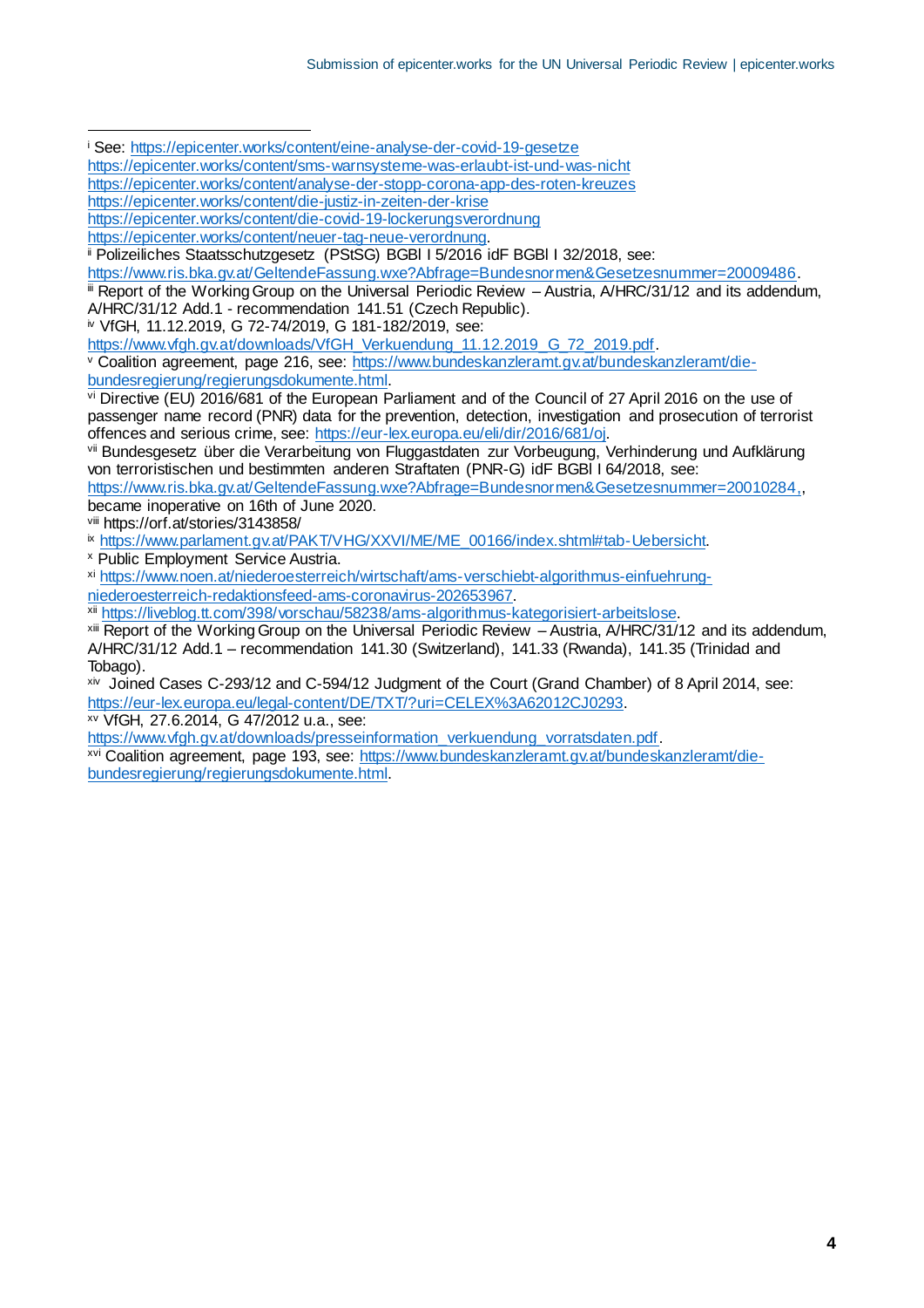[i] See: https://epicenter.works/content/eine-analyse-der-covid-19-gesetze
https://epicenter.works/content/sms-warnsysteme-was-erlaubt-ist-und-was-nicht
https://epicenter.works/content/analyse-der-stopp-corona-app-des-roten-kreuzes
https://epicenter.works/content/die-justiz-in-zeiten-der-krise
https://epicenter.works/content/die-covid-19-lockerungsverordnung
https://epicenter.works/content/neuer-tag-neue-verordnung.

[ii] Polizeiliches Staatsschutzgesetz (PStSG) BGBl I 5/2016 idF BGBl I 32/2018, see: https://www.ris.bka.gv.at/GeltendeFassung.wxe?Abfrage=Bundesnormen&Gesetzesnummer=20009486.

[iii] Report of the Working Group on the Universal Periodic Review – Austria, A/HRC/31/12 and its addendum, A/HRC/31/12 Add.1 - recommendation 141.51 (Czech Republic).

[iv] VfGH, 11.12.2019, G 72-74/2019, G 181-182/2019, see: https://www.vfgh.gv.at/downloads/VfGH_Verkuendung_11.12.2019_G_72_2019.pdf.

[v] Coalition agreement, page 216, see: https://www.bundeskanzleramt.gv.at/bundeskanzleramt/die-bundesregierung/regierungsdokumente.html.

[vi] Directive (EU) 2016/681 of the European Parliament and of the Council of 27 April 2016 on the use of passenger name record (PNR) data for the prevention, detection, investigation and prosecution of terrorist offences and serious crime, see: https://eur-lex.europa.eu/eli/dir/2016/681/oj.

[vii] Bundesgesetz über die Verarbeitung von Fluggastdaten zur Vorbeugung, Verhinderung und Aufklärung von terroristischen und bestimmten anderen Straftaten (PNR-G) idF BGBl I 64/2018, see: https://www.ris.bka.gv.at/GeltendeFassung.wxe?Abfrage=Bundesnormen&Gesetzesnummer=20010284,, became inoperative on 16th of June 2020.

[viii] https://orf.at/stories/3143858/

[ix] https://www.parlament.gv.at/PAKT/VHG/XXVI/ME/ME_00166/index.shtml#tab-Uebersicht.

[x] Public Employment Service Austria.

[xi] https://www.noen.at/niederoesterreich/wirtschaft/ams-verschiebt-algorithmus-einfuehrung-niederoesterreich-redaktionsfeed-ams-coronavirus-202653967.

[xii] https://liveblog.tt.com/398/vorschau/58238/ams-algorithmus-kategorisiert-arbeitslose.

[xiii] Report of the Working Group on the Universal Periodic Review – Austria, A/HRC/31/12 and its addendum, A/HRC/31/12 Add.1 – recommendation 141.30 (Switzerland), 141.33 (Rwanda), 141.35 (Trinidad and Tobago).

[xiv] Joined Cases C-293/12 and C-594/12 Judgment of the Court (Grand Chamber) of 8 April 2014, see: https://eur-lex.europa.eu/legal-content/DE/TXT/?uri=CELEX%3A62012CJ0293.

[xv] VfGH, 27.6.2014, G 47/2012 u.a., see: https://www.vfgh.gv.at/downloads/presseinformation_verkuendung_vorratsdaten.pdf.

[xvi] Coalition agreement, page 193, see: https://www.bundeskanzleramt.gv.at/bundeskanzleramt/die-bundesregierung/regierungsdokumente.html.